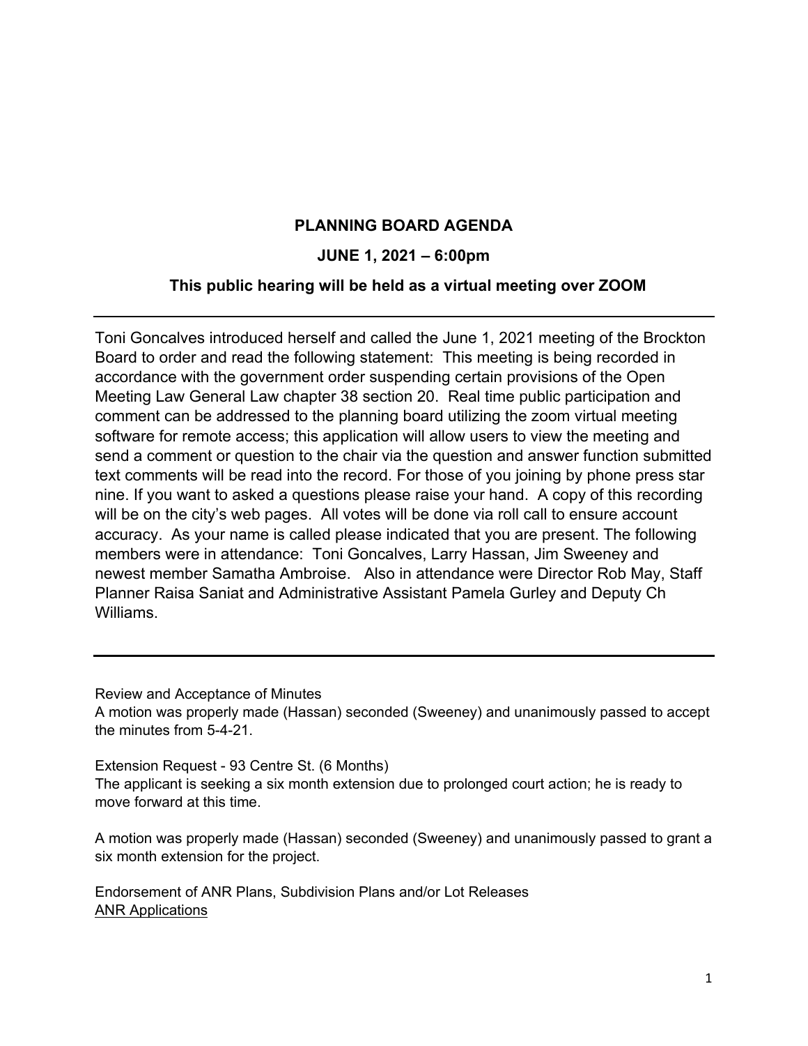**PLANNING BOARD AGENDA**

**JUNE 1, 2021 – 6:00pm**

**This public hearing will be held as a virtual meeting over ZOOM**

---

Toni Goncalves introduced herself and called the June 1, 2021 meeting of the Brockton Board to order and read the following statement: This meeting is being recorded in accordance with the government order suspending certain provisions of the Open Meeting Law General Law chapter 38 section 20. Real time public participation and comment can be addressed to the planning board utilizing the zoom virtual meeting software for remote access; this application will allow users to view the meeting and send a comment or question to the chair via the question and answer function submitted text comments will be read into the record. For those of you joining by phone press star nine. If you want to asked a questions please raise your hand. A copy of this recording will be on the city's web pages. All votes will be done via roll call to ensure account accuracy. As your name is called please indicated that you are present. The following members were in attendance: Toni Goncalves, Larry Hassan, Jim Sweeney and newest member Samatha Ambroise. Also in attendance were Director Rob May, Staff Planner Raisa Saniat and Administrative Assistant Pamela Gurley and Deputy Ch Williams.

---

Review and Acceptance of Minutes
A motion was properly made (Hassan) seconded (Sweeney) and unanimously passed to accept the minutes from 5-4-21.

Extension Request - 93 Centre St. (6 Months)
The applicant is seeking a six month extension due to prolonged court action; he is ready to move forward at this time.

A motion was properly made (Hassan) seconded (Sweeney) and unanimously passed to grant a six month extension for the project.

Endorsement of ANR Plans, Subdivision Plans and/or Lot Releases
ANR Applications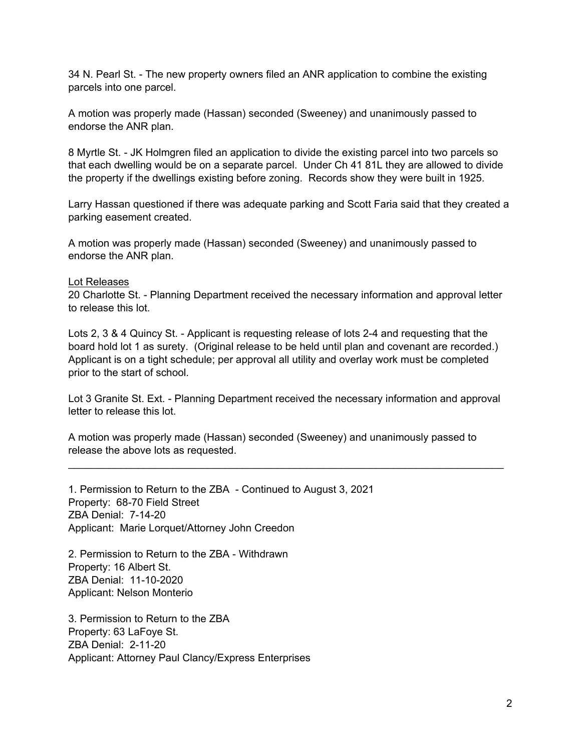34 N. Pearl St. - The new property owners filed an ANR application to combine the existing parcels into one parcel.

A motion was properly made (Hassan) seconded (Sweeney) and unanimously passed to endorse the ANR plan.

8 Myrtle St. - JK Holmgren filed an application to divide the existing parcel into two parcels so that each dwelling would be on a separate parcel. Under Ch 41 81L they are allowed to divide the property if the dwellings existing before zoning. Records show they were built in 1925.

Larry Hassan questioned if there was adequate parking and Scott Faria said that they created a parking easement created.

A motion was properly made (Hassan) seconded (Sweeney) and unanimously passed to endorse the ANR plan.

<u>Lot Releases</u>

20 Charlotte St. - Planning Department received the necessary information and approval letter to release this lot.

Lots 2, 3 & 4 Quincy St. - Applicant is requesting release of lots 2-4 and requesting that the board hold lot 1 as surety. (Original release to be held until plan and covenant are recorded.) Applicant is on a tight schedule; per approval all utility and overlay work must be completed prior to the start of school.

Lot 3 Granite St. Ext. - Planning Department received the necessary information and approval letter to release this lot.

A motion was properly made (Hassan) seconded (Sweeney) and unanimously passed to release the above lots as requested.

---

1. Permission to Return to the ZBA - Continued to August 3, 2021
Property: 68-70 Field Street
ZBA Denial: 7-14-20
Applicant: Marie Lorquet/Attorney John Creedon

2. Permission to Return to the ZBA - Withdrawn
Property: 16 Albert St.
ZBA Denial: 11-10-2020
Applicant: Nelson Monterio

3. Permission to Return to the ZBA
Property: 63 LaFoye St.
ZBA Denial: 2-11-20
Applicant: Attorney Paul Clancy/Express Enterprises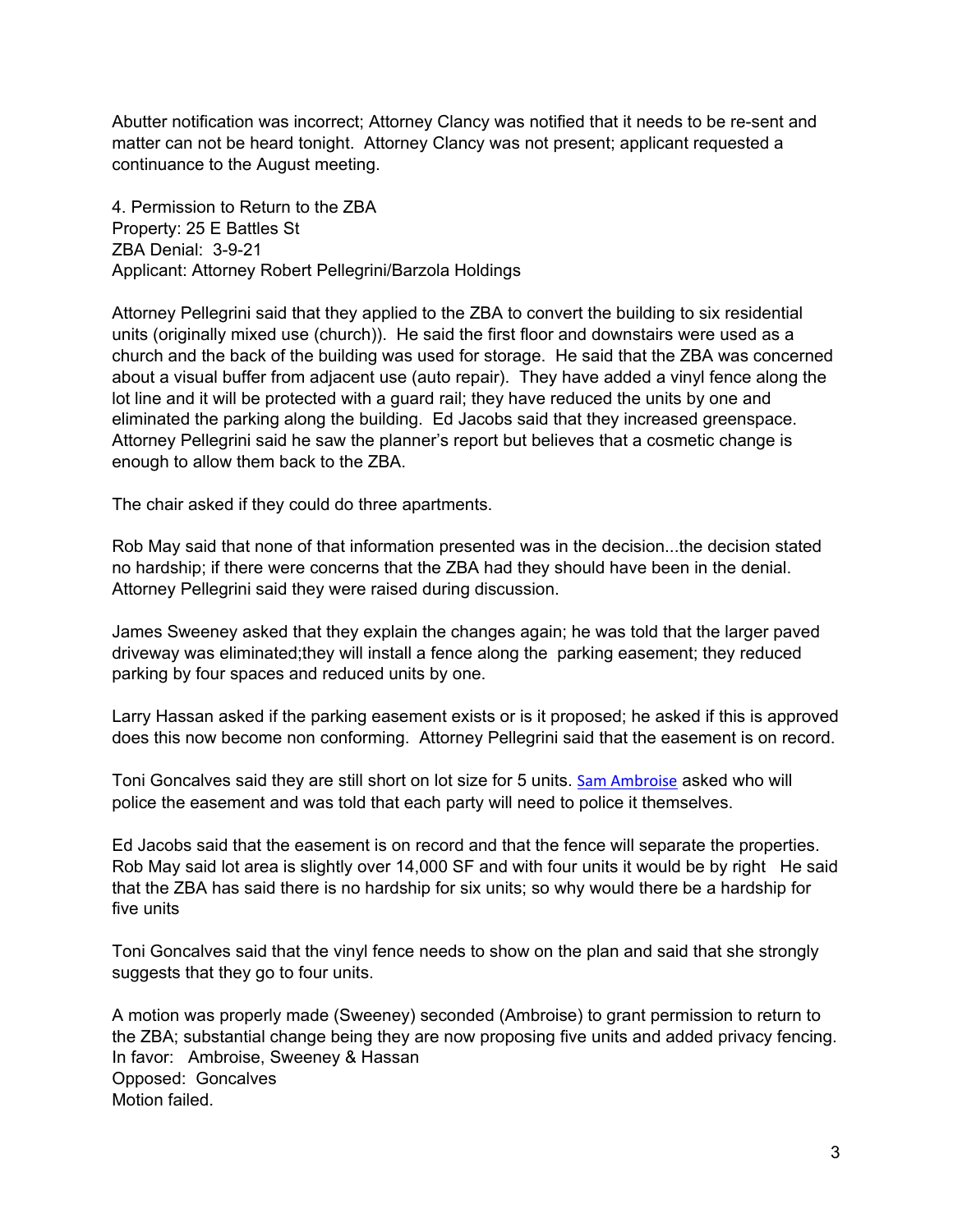Abutter notification was incorrect; Attorney Clancy was notified that it needs to be re-sent and matter can not be heard tonight. Attorney Clancy was not present; applicant requested a continuance to the August meeting.

4. Permission to Return to the ZBA
Property: 25 E Battles St
ZBA Denial: 3-9-21
Applicant: Attorney Robert Pellegrini/Barzola Holdings

Attorney Pellegrini said that they applied to the ZBA to convert the building to six residential units (originally mixed use (church)). He said the first floor and downstairs were used as a church and the back of the building was used for storage. He said that the ZBA was concerned about a visual buffer from adjacent use (auto repair). They have added a vinyl fence along the lot line and it will be protected with a guard rail; they have reduced the units by one and eliminated the parking along the building. Ed Jacobs said that they increased greenspace. Attorney Pellegrini said he saw the planner's report but believes that a cosmetic change is enough to allow them back to the ZBA.

The chair asked if they could do three apartments.

Rob May said that none of that information presented was in the decision...the decision stated no hardship; if there were concerns that the ZBA had they should have been in the denial. Attorney Pellegrini said they were raised during discussion.

James Sweeney asked that they explain the changes again; he was told that the larger paved driveway was eliminated;they will install a fence along the parking easement; they reduced parking by four spaces and reduced units by one.

Larry Hassan asked if the parking easement exists or is it proposed; he asked if this is approved does this now become non conforming. Attorney Pellegrini said that the easement is on record.

Toni Goncalves said they are still short on lot size for 5 units. Sam Ambroise asked who will police the easement and was told that each party will need to police it themselves.

Ed Jacobs said that the easement is on record and that the fence will separate the properties. Rob May said lot area is slightly over 14,000 SF and with four units it would be by right He said that the ZBA has said there is no hardship for six units; so why would there be a hardship for five units

Toni Goncalves said that the vinyl fence needs to show on the plan and said that she strongly suggests that they go to four units.

A motion was properly made (Sweeney) seconded (Ambroise) to grant permission to return to the ZBA; substantial change being they are now proposing five units and added privacy fencing.
In favor: Ambroise, Sweeney & Hassan
Opposed: Goncalves
Motion failed.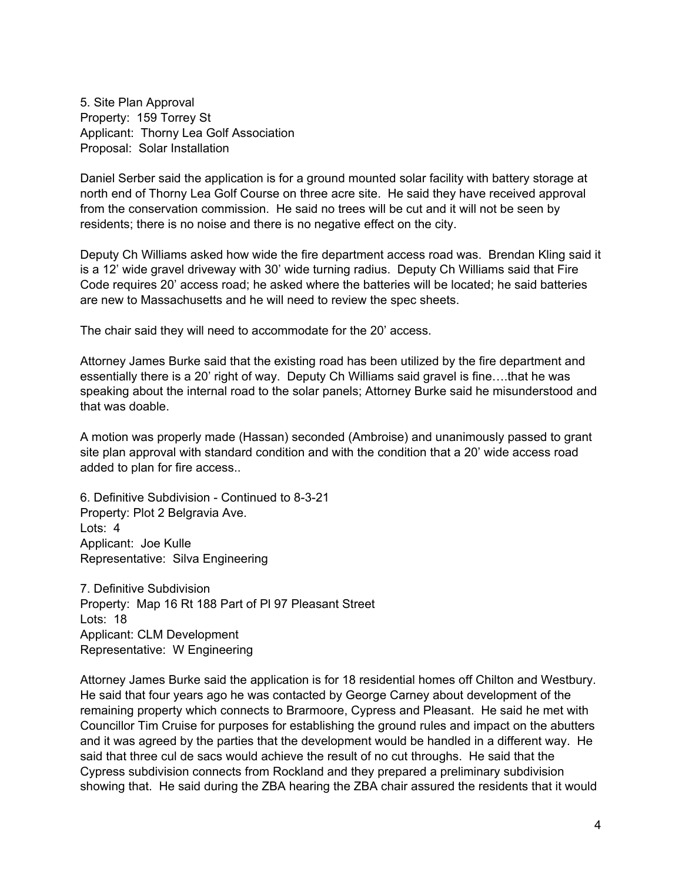5. Site Plan Approval
Property: 159 Torrey St
Applicant: Thorny Lea Golf Association
Proposal: Solar Installation

Daniel Serber said the application is for a ground mounted solar facility with battery storage at north end of Thorny Lea Golf Course on three acre site. He said they have received approval from the conservation commission. He said no trees will be cut and it will not be seen by residents; there is no noise and there is no negative effect on the city.

Deputy Ch Williams asked how wide the fire department access road was. Brendan Kling said it is a 12' wide gravel driveway with 30' wide turning radius. Deputy Ch Williams said that Fire Code requires 20' access road; he asked where the batteries will be located; he said batteries are new to Massachusetts and he will need to review the spec sheets.

The chair said they will need to accommodate for the 20' access.

Attorney James Burke said that the existing road has been utilized by the fire department and essentially there is a 20' right of way. Deputy Ch Williams said gravel is fine….that he was speaking about the internal road to the solar panels; Attorney Burke said he misunderstood and that was doable.

A motion was properly made (Hassan) seconded (Ambroise) and unanimously passed to grant site plan approval with standard condition and with the condition that a 20' wide access road added to plan for fire access..

6. Definitive Subdivision - Continued to 8-3-21
Property: Plot 2 Belgravia Ave.
Lots: 4
Applicant: Joe Kulle
Representative: Silva Engineering

7. Definitive Subdivision
Property: Map 16 Rt 188 Part of Pl 97 Pleasant Street
Lots: 18
Applicant: CLM Development
Representative: W Engineering

Attorney James Burke said the application is for 18 residential homes off Chilton and Westbury. He said that four years ago he was contacted by George Carney about development of the remaining property which connects to Brarmoore, Cypress and Pleasant. He said he met with Councillor Tim Cruise for purposes for establishing the ground rules and impact on the abutters and it was agreed by the parties that the development would be handled in a different way. He said that three cul de sacs would achieve the result of no cut throughs. He said that the Cypress subdivision connects from Rockland and they prepared a preliminary subdivision showing that. He said during the ZBA hearing the ZBA chair assured the residents that it would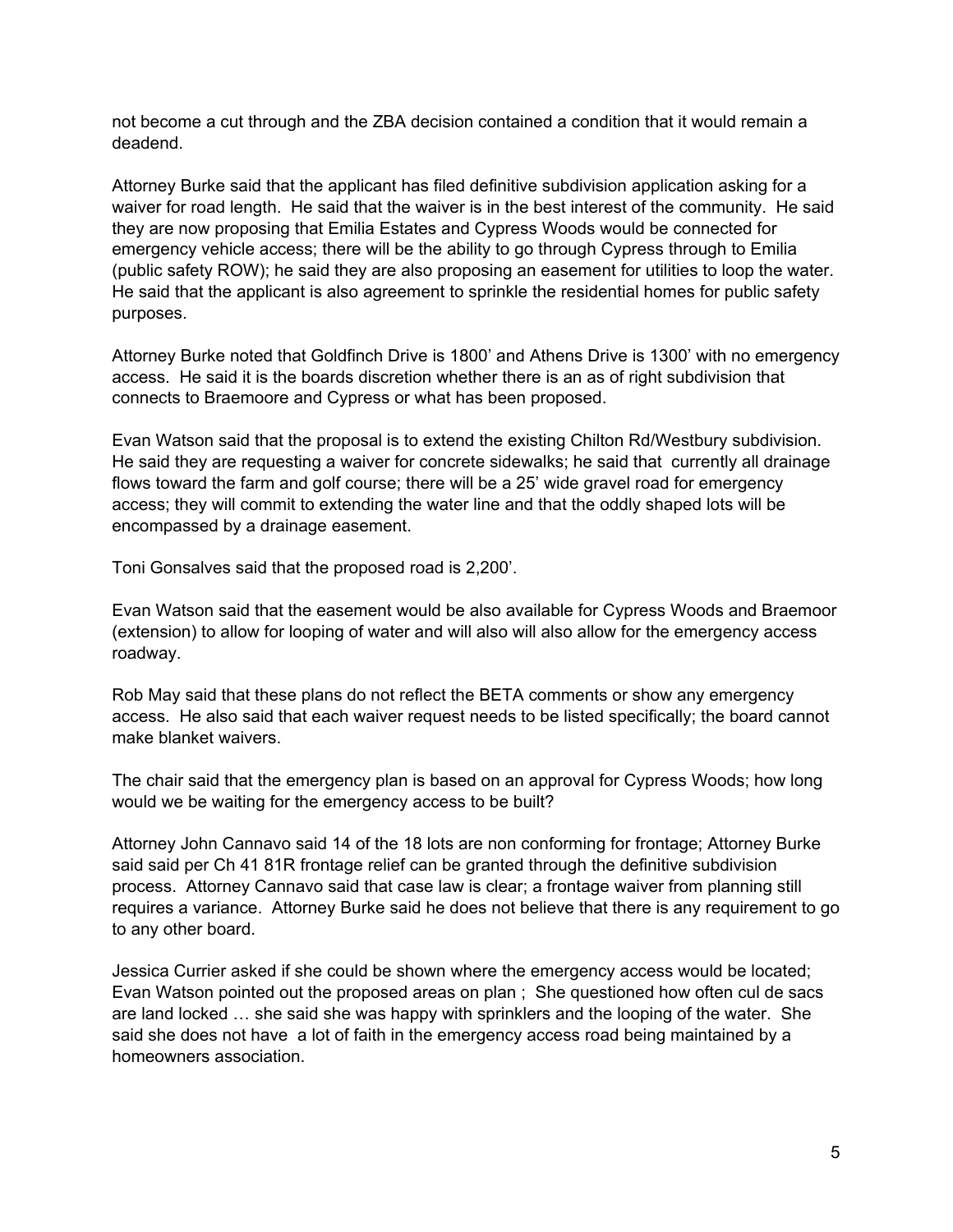not become a cut through and the ZBA decision contained a condition that it would remain a deadend.

Attorney Burke said that the applicant has filed definitive subdivision application asking for a waiver for road length. He said that the waiver is in the best interest of the community. He said they are now proposing that Emilia Estates and Cypress Woods would be connected for emergency vehicle access; there will be the ability to go through Cypress through to Emilia (public safety ROW); he said they are also proposing an easement for utilities to loop the water. He said that the applicant is also agreement to sprinkle the residential homes for public safety purposes.

Attorney Burke noted that Goldfinch Drive is 1800' and Athens Drive is 1300' with no emergency access. He said it is the boards discretion whether there is an as of right subdivision that connects to Braemoore and Cypress or what has been proposed.

Evan Watson said that the proposal is to extend the existing Chilton Rd/Westbury subdivision. He said they are requesting a waiver for concrete sidewalks; he said that currently all drainage flows toward the farm and golf course; there will be a 25' wide gravel road for emergency access; they will commit to extending the water line and that the oddly shaped lots will be encompassed by a drainage easement.

Toni Gonsalves said that the proposed road is 2,200'.

Evan Watson said that the easement would be also available for Cypress Woods and Braemoor (extension) to allow for looping of water and will also will also allow for the emergency access roadway.

Rob May said that these plans do not reflect the BETA comments or show any emergency access. He also said that each waiver request needs to be listed specifically; the board cannot make blanket waivers.

The chair said that the emergency plan is based on an approval for Cypress Woods; how long would we be waiting for the emergency access to be built?

Attorney John Cannavo said 14 of the 18 lots are non conforming for frontage; Attorney Burke said said per Ch 41 81R frontage relief can be granted through the definitive subdivision process. Attorney Cannavo said that case law is clear; a frontage waiver from planning still requires a variance. Attorney Burke said he does not believe that there is any requirement to go to any other board.

Jessica Currier asked if she could be shown where the emergency access would be located; Evan Watson pointed out the proposed areas on plan ; She questioned how often cul de sacs are land locked … she said she was happy with sprinklers and the looping of the water. She said she does not have a lot of faith in the emergency access road being maintained by a homeowners association.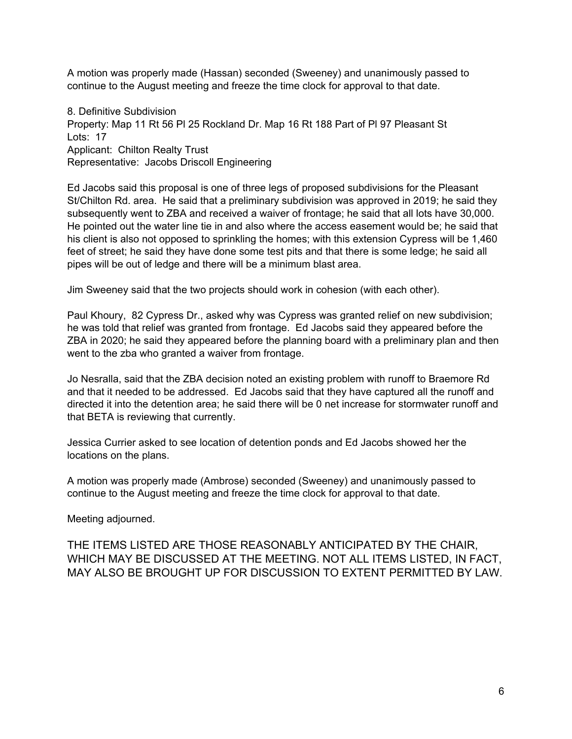A motion was properly made (Hassan) seconded (Sweeney) and unanimously passed to continue to the August meeting and freeze the time clock for approval to that date.

8. Definitive Subdivision
Property: Map 11 Rt 56 Pl 25 Rockland Dr. Map 16 Rt 188 Part of Pl 97 Pleasant St
Lots: 17
Applicant: Chilton Realty Trust
Representative: Jacobs Driscoll Engineering

Ed Jacobs said this proposal is one of three legs of proposed subdivisions for the Pleasant St/Chilton Rd. area. He said that a preliminary subdivision was approved in 2019; he said they subsequently went to ZBA and received a waiver of frontage; he said that all lots have 30,000. He pointed out the water line tie in and also where the access easement would be; he said that his client is also not opposed to sprinkling the homes; with this extension Cypress will be 1,460 feet of street; he said they have done some test pits and that there is some ledge; he said all pipes will be out of ledge and there will be a minimum blast area.

Jim Sweeney said that the two projects should work in cohesion (with each other).

Paul Khoury, 82 Cypress Dr., asked why was Cypress was granted relief on new subdivision; he was told that relief was granted from frontage. Ed Jacobs said they appeared before the ZBA in 2020; he said they appeared before the planning board with a preliminary plan and then went to the zba who granted a waiver from frontage.

Jo Nesralla, said that the ZBA decision noted an existing problem with runoff to Braemore Rd and that it needed to be addressed. Ed Jacobs said that they have captured all the runoff and directed it into the detention area; he said there will be 0 net increase for stormwater runoff and that BETA is reviewing that currently.

Jessica Currier asked to see location of detention ponds and Ed Jacobs showed her the locations on the plans.

A motion was properly made (Ambrose) seconded (Sweeney) and unanimously passed to continue to the August meeting and freeze the time clock for approval to that date.

Meeting adjourned.

THE ITEMS LISTED ARE THOSE REASONABLY ANTICIPATED BY THE CHAIR, WHICH MAY BE DISCUSSED AT THE MEETING. NOT ALL ITEMS LISTED, IN FACT, MAY ALSO BE BROUGHT UP FOR DISCUSSION TO EXTENT PERMITTED BY LAW.